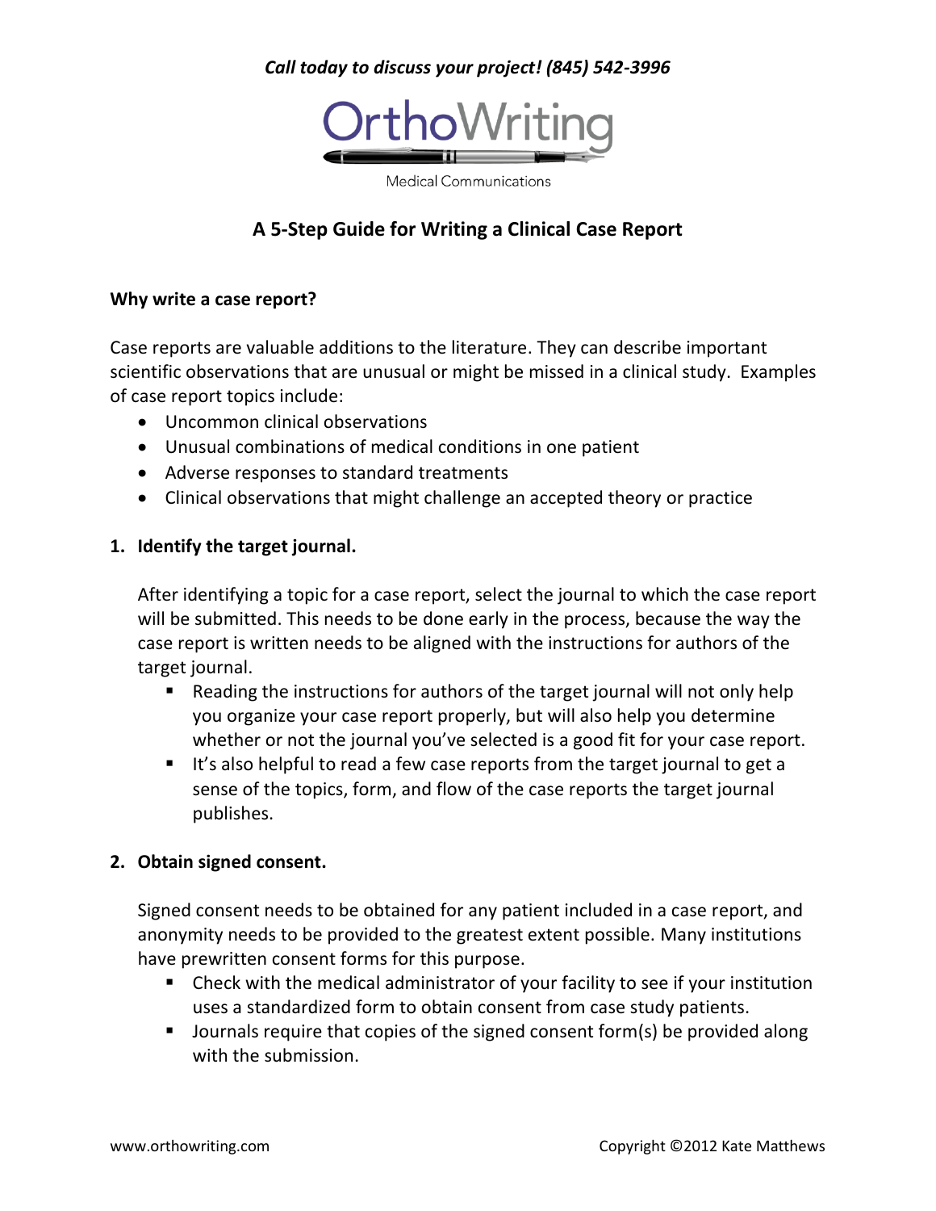*Call today to discuss your project! (845) 542-3996*

OrthoWriting

Medical Communications

# A 5-Step Guide for Writing a Clinical Case Report

**Why write a case report?**

Case reports are valuable additions to the literature. They can describe important scientific observations that are unusual or might be missed in a clinical study. Examples of case report topics include:

- Uncommon clinical observations
- Unusual combinations of medical conditions in one patient
- Adverse responses to standard treatments
- Clinical observations that might challenge an accepted theory or practice

**1. Identify the target journal.**

After identifying a topic for a case report, select the journal to which the case report will be submitted. This needs to be done early in the process, because the way the case report is written needs to be aligned with the instructions for authors of the target journal.

- Reading the instructions for authors of the target journal will not only help you organize your case report properly, but will also help you determine whether or not the journal you've selected is a good fit for your case report.
- It's also helpful to read a few case reports from the target journal to get a sense of the topics, form, and flow of the case reports the target journal publishes.

**2. Obtain signed consent.**

Signed consent needs to be obtained for any patient included in a case report, and anonymity needs to be provided to the greatest extent possible. Many institutions have prewritten consent forms for this purpose.

- Check with the medical administrator of your facility to see if your institution uses a standardized form to obtain consent from case study patients.
- Journals require that copies of the signed consent form(s) be provided along with the submission.

www.orthowriting.com Copyright ©2012 Kate Matthews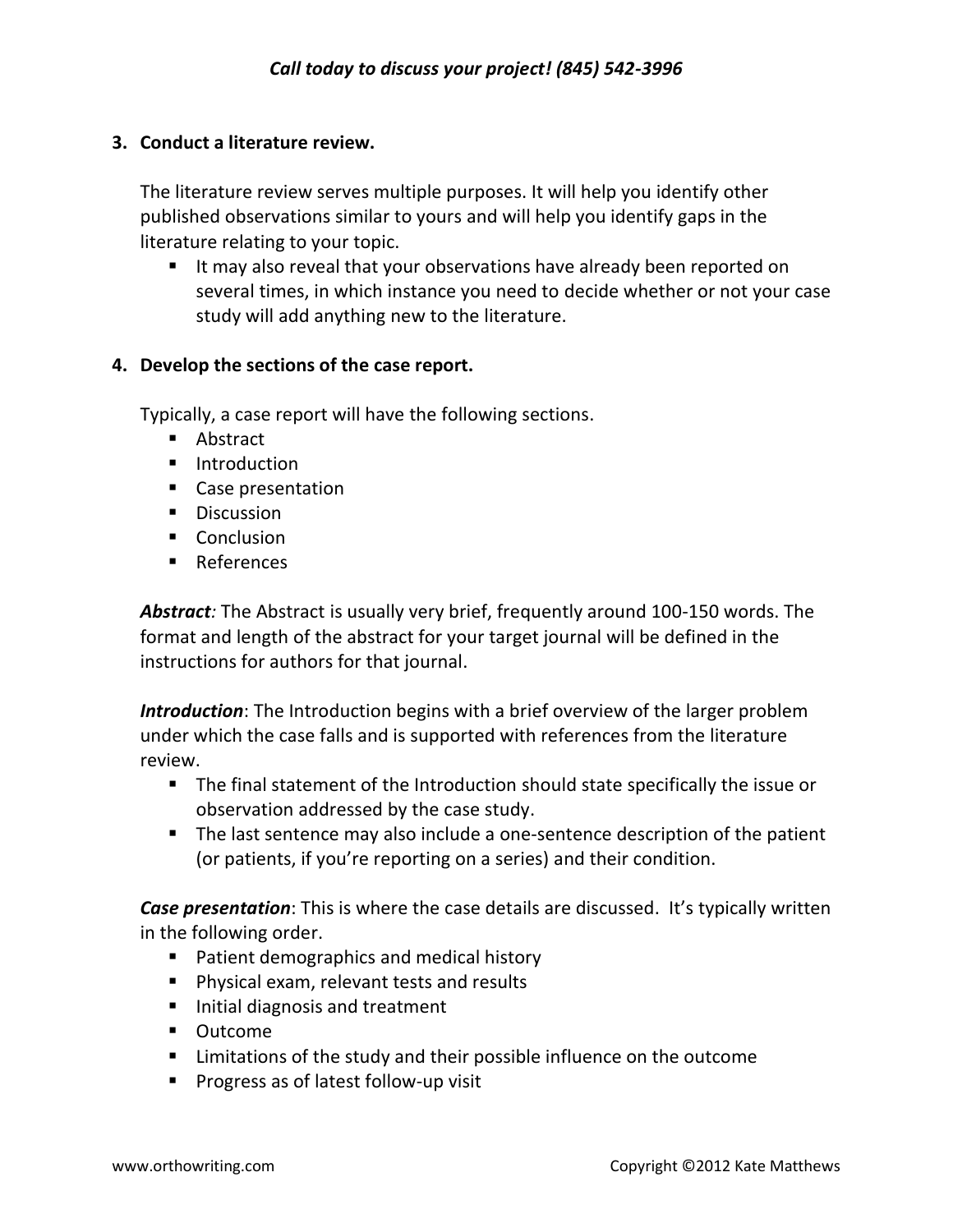3. **Conduct a literature review.**

   The literature review serves multiple purposes. It will help you identify other published observations similar to yours and will help you identify gaps in the literature relating to your topic.

   - It may also reveal that your observations have already been reported on several times, in which instance you need to decide whether or not your case study will add anything new to the literature.

4. **Develop the sections of the case report.**

   Typically, a case report will have the following sections.

   - Abstract
   - Introduction
   - Case presentation
   - Discussion
   - Conclusion
   - References

   ***Abstract****:* The Abstract is usually very brief, frequently around 100-150 words. The format and length of the abstract for your target journal will be defined in the instructions for authors for that journal.

   ***Introduction***: The Introduction begins with a brief overview of the larger problem under which the case falls and is supported with references from the literature review.

   - The final statement of the Introduction should state specifically the issue or observation addressed by the case study.
   - The last sentence may also include a one-sentence description of the patient (or patients, if you're reporting on a series) and their condition.

   ***Case presentation***: This is where the case details are discussed. It's typically written in the following order.

   - Patient demographics and medical history
   - Physical exam, relevant tests and results
   - Initial diagnosis and treatment
   - Outcome
   - Limitations of the study and their possible influence on the outcome
   - Progress as of latest follow-up visit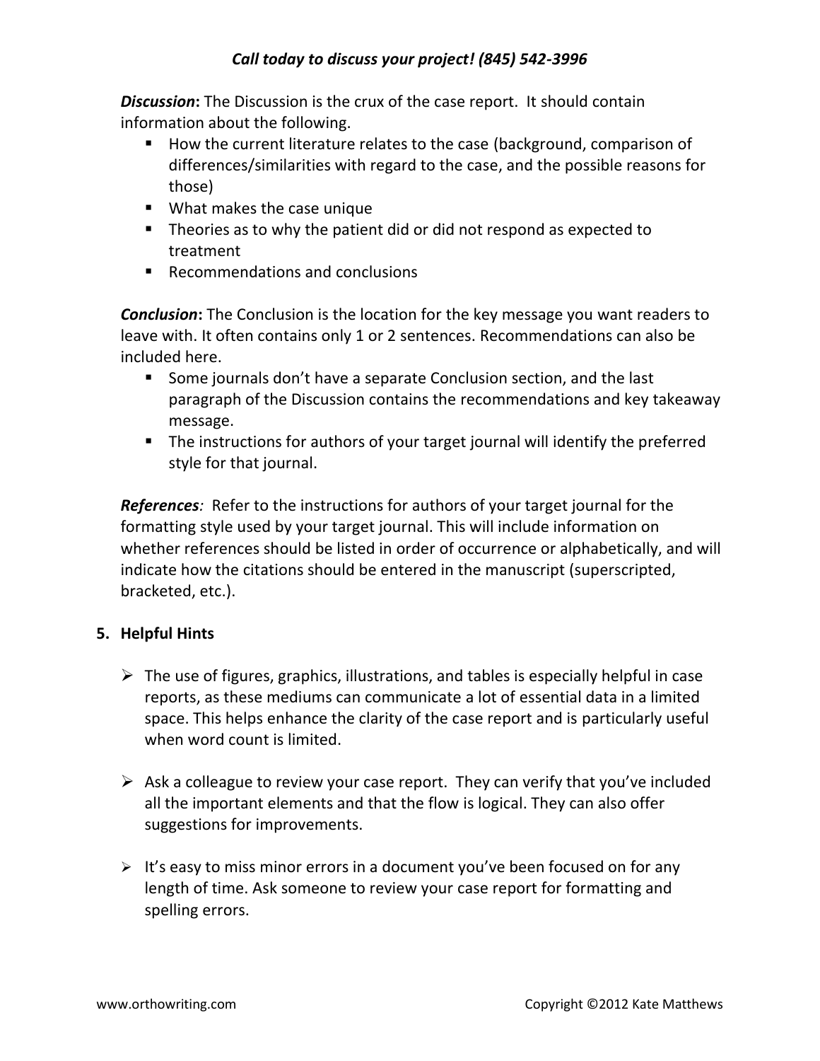***Discussion*****:** The Discussion is the crux of the case report. It should contain information about the following.

- How the current literature relates to the case (background, comparison of differences/similarities with regard to the case, and the possible reasons for those)
- What makes the case unique
- Theories as to why the patient did or did not respond as expected to treatment
- Recommendations and conclusions

***Conclusion*****:** The Conclusion is the location for the key message you want readers to leave with. It often contains only 1 or 2 sentences. Recommendations can also be included here.

- Some journals don't have a separate Conclusion section, and the last paragraph of the Discussion contains the recommendations and key takeaway message.
- The instructions for authors of your target journal will identify the preferred style for that journal.

***References****:* Refer to the instructions for authors of your target journal for the formatting style used by your target journal. This will include information on whether references should be listed in order of occurrence or alphabetically, and will indicate how the citations should be entered in the manuscript (superscripted, bracketed, etc.).

## 5. Helpful Hints

- The use of figures, graphics, illustrations, and tables is especially helpful in case reports, as these mediums can communicate a lot of essential data in a limited space. This helps enhance the clarity of the case report and is particularly useful when word count is limited.
- Ask a colleague to review your case report. They can verify that you've included all the important elements and that the flow is logical. They can also offer suggestions for improvements.
- It's easy to miss minor errors in a document you've been focused on for any length of time. Ask someone to review your case report for formatting and spelling errors.